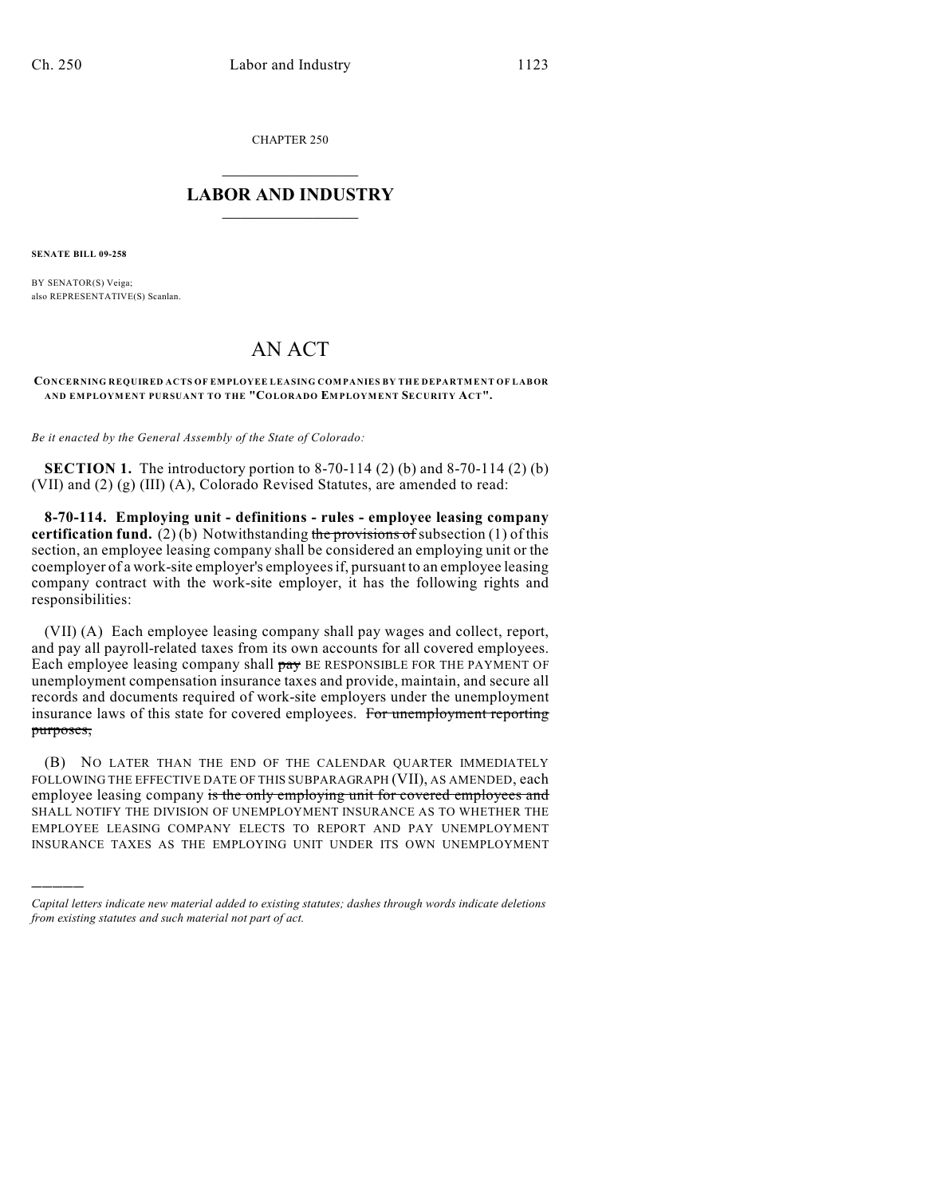CHAPTER 250

# LABOR AND INDUSTRY

**SENATE BILL 09-258**

BY SENATOR(S) Veiga;
also REPRESENTATIVE(S) Scanlan.

# AN ACT

**CONCERNING REQUIRED ACTS OF EMPLOYEE LEASING COMPANIES BY THE DEPARTMENT OF LABOR AND EMPLOYMENT PURSUANT TO THE "COLORADO EMPLOYMENT SECURITY ACT".**

*Be it enacted by the General Assembly of the State of Colorado:*

**SECTION 1.** The introductory portion to 8-70-114 (2) (b) and 8-70-114 (2) (b) (VII) and (2) (g) (III) (A), Colorado Revised Statutes, are amended to read:

**8-70-114. Employing unit - definitions - rules - employee leasing company certification fund.** (2) (b) Notwithstanding ~~the provisions of~~ subsection (1) of this section, an employee leasing company shall be considered an employing unit or the coemployer of a work-site employer's employees if, pursuant to an employee leasing company contract with the work-site employer, it has the following rights and responsibilities:

(VII) (A) Each employee leasing company shall pay wages and collect, report, and pay all payroll-related taxes from its own accounts for all covered employees. Each employee leasing company shall ~~pay~~ BE RESPONSIBLE FOR THE PAYMENT OF unemployment compensation insurance taxes and provide, maintain, and secure all records and documents required of work-site employers under the unemployment insurance laws of this state for covered employees. ~~For unemployment reporting purposes,~~

(B) NO LATER THAN THE END OF THE CALENDAR QUARTER IMMEDIATELY FOLLOWING THE EFFECTIVE DATE OF THIS SUBPARAGRAPH (VII), AS AMENDED, each employee leasing company ~~is the only employing unit for covered employees and~~ SHALL NOTIFY THE DIVISION OF UNEMPLOYMENT INSURANCE AS TO WHETHER THE EMPLOYEE LEASING COMPANY ELECTS TO REPORT AND PAY UNEMPLOYMENT INSURANCE TAXES AS THE EMPLOYING UNIT UNDER ITS OWN UNEMPLOYMENT

---

*Capital letters indicate new material added to existing statutes; dashes through words indicate deletions from existing statutes and such material not part of act.*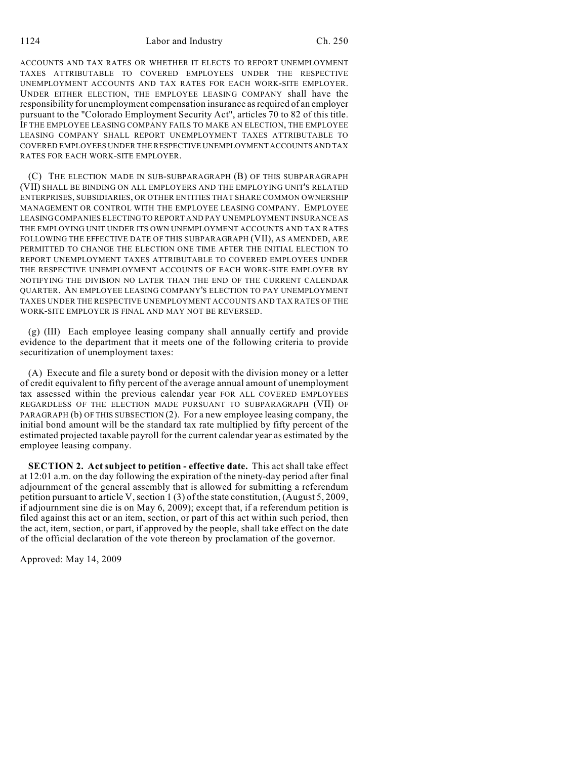ACCOUNTS AND TAX RATES OR WHETHER IT ELECTS TO REPORT UNEMPLOYMENT TAXES ATTRIBUTABLE TO COVERED EMPLOYEES UNDER THE RESPECTIVE UNEMPLOYMENT ACCOUNTS AND TAX RATES FOR EACH WORK-SITE EMPLOYER. UNDER EITHER ELECTION, THE EMPLOYEE LEASING COMPANY shall have the responsibility for unemployment compensation insurance as required of an employer pursuant to the "Colorado Employment Security Act", articles 70 to 82 of this title. IF THE EMPLOYEE LEASING COMPANY FAILS TO MAKE AN ELECTION, THE EMPLOYEE LEASING COMPANY SHALL REPORT UNEMPLOYMENT TAXES ATTRIBUTABLE TO COVERED EMPLOYEES UNDER THE RESPECTIVE UNEMPLOYMENT ACCOUNTS AND TAX RATES FOR EACH WORK-SITE EMPLOYER.

(C) THE ELECTION MADE IN SUB-SUBPARAGRAPH (B) OF THIS SUBPARAGRAPH (VII) SHALL BE BINDING ON ALL EMPLOYERS AND THE EMPLOYING UNIT'S RELATED ENTERPRISES, SUBSIDIARIES, OR OTHER ENTITIES THAT SHARE COMMON OWNERSHIP MANAGEMENT OR CONTROL WITH THE EMPLOYEE LEASING COMPANY. EMPLOYEE LEASING COMPANIES ELECTING TO REPORT AND PAY UNEMPLOYMENT INSURANCE AS THE EMPLOYING UNIT UNDER ITS OWN UNEMPLOYMENT ACCOUNTS AND TAX RATES FOLLOWING THE EFFECTIVE DATE OF THIS SUBPARAGRAPH (VII), AS AMENDED, ARE PERMITTED TO CHANGE THE ELECTION ONE TIME AFTER THE INITIAL ELECTION TO REPORT UNEMPLOYMENT TAXES ATTRIBUTABLE TO COVERED EMPLOYEES UNDER THE RESPECTIVE UNEMPLOYMENT ACCOUNTS OF EACH WORK-SITE EMPLOYER BY NOTIFYING THE DIVISION NO LATER THAN THE END OF THE CURRENT CALENDAR QUARTER. AN EMPLOYEE LEASING COMPANY'S ELECTION TO PAY UNEMPLOYMENT TAXES UNDER THE RESPECTIVE UNEMPLOYMENT ACCOUNTS AND TAX RATES OF THE WORK-SITE EMPLOYER IS FINAL AND MAY NOT BE REVERSED.

(g) (III) Each employee leasing company shall annually certify and provide evidence to the department that it meets one of the following criteria to provide securitization of unemployment taxes:

(A) Execute and file a surety bond or deposit with the division money or a letter of credit equivalent to fifty percent of the average annual amount of unemployment tax assessed within the previous calendar year FOR ALL COVERED EMPLOYEES REGARDLESS OF THE ELECTION MADE PURSUANT TO SUBPARAGRAPH (VII) OF PARAGRAPH (b) OF THIS SUBSECTION (2). For a new employee leasing company, the initial bond amount will be the standard tax rate multiplied by fifty percent of the estimated projected taxable payroll for the current calendar year as estimated by the employee leasing company.

**SECTION 2. Act subject to petition - effective date.** This act shall take effect at 12:01 a.m. on the day following the expiration of the ninety-day period after final adjournment of the general assembly that is allowed for submitting a referendum petition pursuant to article V, section 1 (3) of the state constitution, (August 5, 2009, if adjournment sine die is on May 6, 2009); except that, if a referendum petition is filed against this act or an item, section, or part of this act within such period, then the act, item, section, or part, if approved by the people, shall take effect on the date of the official declaration of the vote thereon by proclamation of the governor.

Approved: May 14, 2009